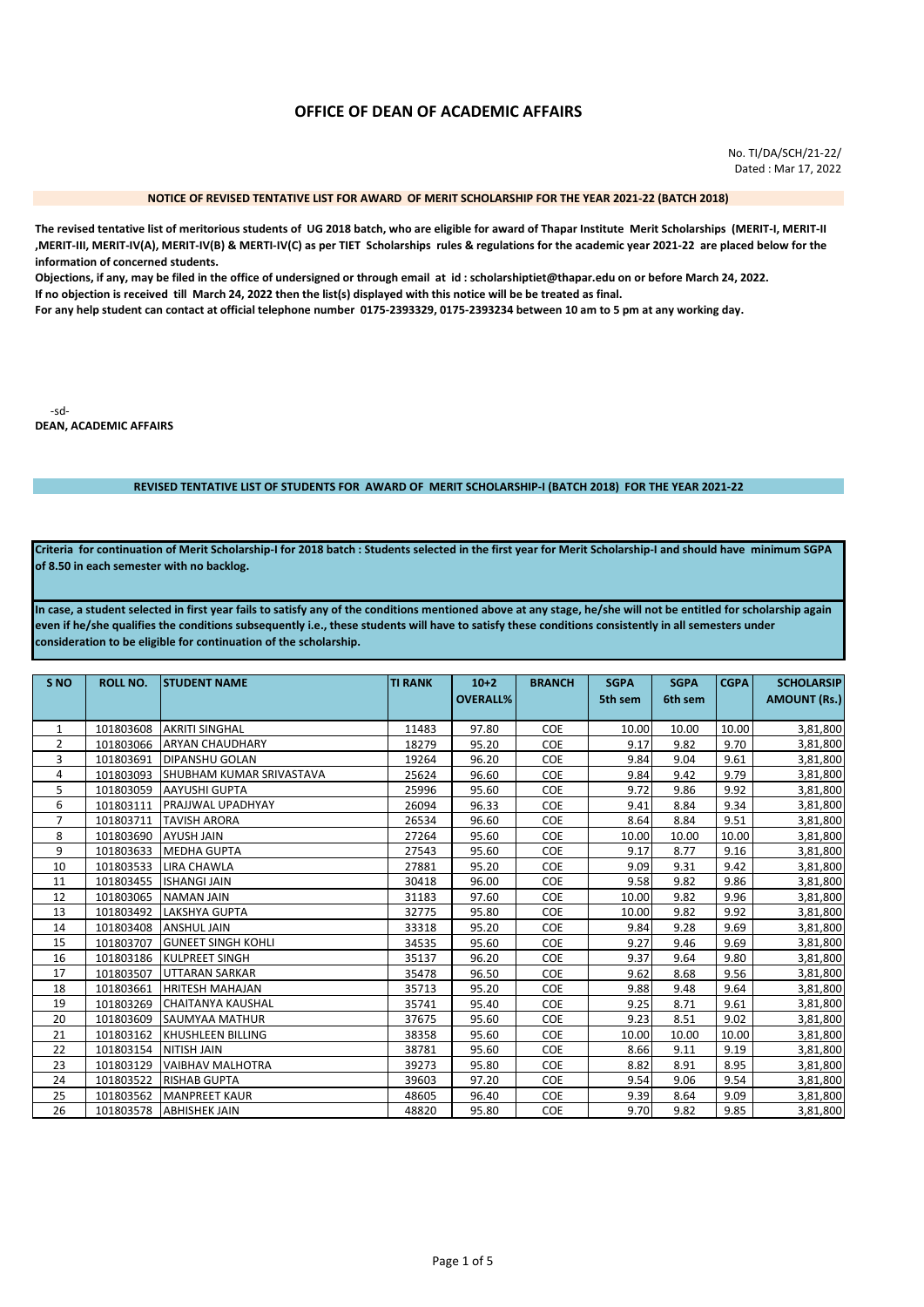# OFFICE OF DEAN OF ACADEMIC AFFAIRS

No. TI/DA/SCH/21-22/
Dated : Mar 17, 2022

**NOTICE OF REVISED TENTATIVE LIST FOR AWARD OF MERIT SCHOLARSHIP FOR THE YEAR 2021-22 (BATCH 2018)**

**The revised tentative list of meritorious students of UG 2018 batch, who are eligible for award of Thapar Institute Merit Scholarships (MERIT-I, MERIT-II ,MERIT-III, MERIT-IV(A), MERIT-IV(B) & MERTI-IV(C) as per TIET Scholarships rules & regulations for the academic year 2021-22 are placed below for the information of concerned students.**

**Objections, if any, may be filed in the office of undersigned or through email at id : scholarshiptiet@thapar.edu on or before March 24, 2022.**
**If no objection is received till March 24, 2022 then the list(s) displayed with this notice will be be treated as final.**
**For any help student can contact at official telephone number 0175-2393329, 0175-2393234 between 10 am to 5 pm at any working day.**

-sd-
**DEAN, ACADEMIC AFFAIRS**

**REVISED TENTATIVE LIST OF STUDENTS FOR AWARD OF MERIT SCHOLARSHIP-I (BATCH 2018) FOR THE YEAR 2021-22**

**Criteria for continuation of Merit Scholarship-I for 2018 batch : Students selected in the first year for Merit Scholarship-I and should have minimum SGPA of 8.50 in each semester with no backlog.**

**In case, a student selected in first year fails to satisfy any of the conditions mentioned above at any stage, he/she will not be entitled for scholarship again even if he/she qualifies the conditions subsequently i.e., these students will have to satisfy these conditions consistently in all semesters under consideration to be eligible for continuation of the scholarship.**

| S NO | ROLL NO. | STUDENT NAME | TI RANK | 10+2 OVERALL% | BRANCH | SGPA 5th sem | SGPA 6th sem | CGPA | SCHOLARSIP AMOUNT (Rs.) |
|---|---|---|---|---|---|---|---|---|---|
| 1 | 101803608 | AKRITI SINGHAL | 11483 | 97.80 | COE | 10.00 | 10.00 | 10.00 | 3,81,800 |
| 2 | 101803066 | ARYAN CHAUDHARY | 18279 | 95.20 | COE | 9.17 | 9.82 | 9.70 | 3,81,800 |
| 3 | 101803691 | DIPANSHU GOLAN | 19264 | 96.20 | COE | 9.84 | 9.04 | 9.61 | 3,81,800 |
| 4 | 101803093 | SHUBHAM KUMAR SRIVASTAVA | 25624 | 96.60 | COE | 9.84 | 9.42 | 9.79 | 3,81,800 |
| 5 | 101803059 | AAYUSHI GUPTA | 25996 | 95.60 | COE | 9.72 | 9.86 | 9.92 | 3,81,800 |
| 6 | 101803111 | PRAJJWAL UPADHYAY | 26094 | 96.33 | COE | 9.41 | 8.84 | 9.34 | 3,81,800 |
| 7 | 101803711 | TAVISH ARORA | 26534 | 96.60 | COE | 8.64 | 8.84 | 9.51 | 3,81,800 |
| 8 | 101803690 | AYUSH JAIN | 27264 | 95.60 | COE | 10.00 | 10.00 | 10.00 | 3,81,800 |
| 9 | 101803633 | MEDHA GUPTA | 27543 | 95.60 | COE | 9.17 | 8.77 | 9.16 | 3,81,800 |
| 10 | 101803533 | LIRA CHAWLA | 27881 | 95.20 | COE | 9.09 | 9.31 | 9.42 | 3,81,800 |
| 11 | 101803455 | ISHANGI JAIN | 30418 | 96.00 | COE | 9.58 | 9.82 | 9.86 | 3,81,800 |
| 12 | 101803065 | NAMAN JAIN | 31183 | 97.60 | COE | 10.00 | 9.82 | 9.96 | 3,81,800 |
| 13 | 101803492 | LAKSHYA GUPTA | 32775 | 95.80 | COE | 10.00 | 9.82 | 9.92 | 3,81,800 |
| 14 | 101803408 | ANSHUL JAIN | 33318 | 95.20 | COE | 9.84 | 9.28 | 9.69 | 3,81,800 |
| 15 | 101803707 | GUNEET SINGH KOHLI | 34535 | 95.60 | COE | 9.27 | 9.46 | 9.69 | 3,81,800 |
| 16 | 101803186 | KULPREET SINGH | 35137 | 96.20 | COE | 9.37 | 9.64 | 9.80 | 3,81,800 |
| 17 | 101803507 | UTTARAN SARKAR | 35478 | 96.50 | COE | 9.62 | 8.68 | 9.56 | 3,81,800 |
| 18 | 101803661 | HRITESH MAHAJAN | 35713 | 95.20 | COE | 9.88 | 9.48 | 9.64 | 3,81,800 |
| 19 | 101803269 | CHAITANYA KAUSHAL | 35741 | 95.40 | COE | 9.25 | 8.71 | 9.61 | 3,81,800 |
| 20 | 101803609 | SAUMYAA MATHUR | 37675 | 95.60 | COE | 9.23 | 8.51 | 9.02 | 3,81,800 |
| 21 | 101803162 | KHUSHLEEN BILLING | 38358 | 95.60 | COE | 10.00 | 10.00 | 10.00 | 3,81,800 |
| 22 | 101803154 | NITISH JAIN | 38781 | 95.60 | COE | 8.66 | 9.11 | 9.19 | 3,81,800 |
| 23 | 101803129 | VAIBHAV MALHOTRA | 39273 | 95.80 | COE | 8.82 | 8.91 | 8.95 | 3,81,800 |
| 24 | 101803522 | RISHAB GUPTA | 39603 | 97.20 | COE | 9.54 | 9.06 | 9.54 | 3,81,800 |
| 25 | 101803562 | MANPREET KAUR | 48605 | 96.40 | COE | 9.39 | 8.64 | 9.09 | 3,81,800 |
| 26 | 101803578 | ABHISHEK JAIN | 48820 | 95.80 | COE | 9.70 | 9.82 | 9.85 | 3,81,800 |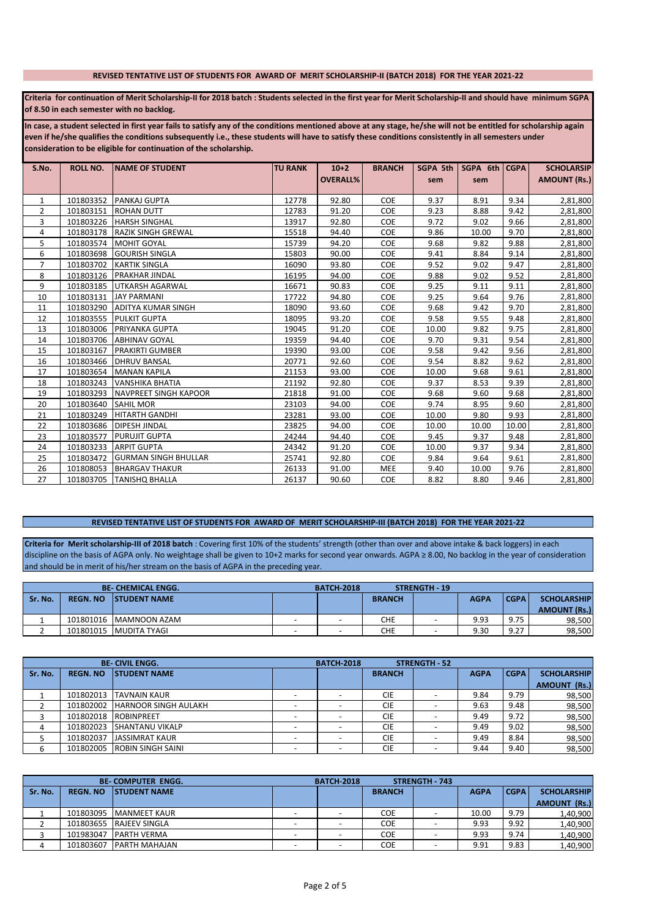## REVISED TENTATIVE LIST OF STUDENTS FOR AWARD OF MERIT SCHOLARSHIP-II (BATCH 2018) FOR THE YEAR 2021-22

**Criteria for continuation of Merit Scholarship-II for 2018 batch : Students selected in the first year for Merit Scholarship-II and should have minimum SGPA of 8.50 in each semester with no backlog.**

**In case, a student selected in first year fails to satisfy any of the conditions mentioned above at any stage, he/she will not be entitled for scholarship again even if he/she qualifies the conditions subsequently i.e., these students will have to satisfy these conditions consistently in all semesters under consideration to be eligible for continuation of the scholarship.**

| S.No. | ROLL NO. | NAME OF STUDENT | TU RANK | 10+2 OVERALL% | BRANCH | SGPA 5th sem | SGPA 6th sem | CGPA | SCHOLARSIP AMOUNT (Rs.) |
|---|---|---|---|---|---|---|---|---|---|
| 1 | 101803352 | PANKAJ GUPTA | 12778 | 92.80 | COE | 9.37 | 8.91 | 9.34 | 2,81,800 |
| 2 | 101803151 | ROHAN DUTT | 12783 | 91.20 | COE | 9.23 | 8.88 | 9.42 | 2,81,800 |
| 3 | 101803226 | HARSH SINGHAL | 13917 | 92.80 | COE | 9.72 | 9.02 | 9.66 | 2,81,800 |
| 4 | 101803178 | RAZIK SINGH GREWAL | 15518 | 94.40 | COE | 9.86 | 10.00 | 9.70 | 2,81,800 |
| 5 | 101803574 | MOHIT GOYAL | 15739 | 94.20 | COE | 9.68 | 9.82 | 9.88 | 2,81,800 |
| 6 | 101803698 | GOURISH SINGLA | 15803 | 90.00 | COE | 9.41 | 8.84 | 9.14 | 2,81,800 |
| 7 | 101803702 | KARTIK SINGLA | 16090 | 93.80 | COE | 9.52 | 9.02 | 9.47 | 2,81,800 |
| 8 | 101803126 | PRAKHAR JINDAL | 16195 | 94.00 | COE | 9.88 | 9.02 | 9.52 | 2,81,800 |
| 9 | 101803185 | UTKARSH AGARWAL | 16671 | 90.83 | COE | 9.25 | 9.11 | 9.11 | 2,81,800 |
| 10 | 101803131 | JAY PARMANI | 17722 | 94.80 | COE | 9.25 | 9.64 | 9.76 | 2,81,800 |
| 11 | 101803290 | ADITYA KUMAR SINGH | 18090 | 93.60 | COE | 9.68 | 9.42 | 9.70 | 2,81,800 |
| 12 | 101803555 | PULKIT GUPTA | 18095 | 93.20 | COE | 9.58 | 9.55 | 9.48 | 2,81,800 |
| 13 | 101803006 | PRIYANKA GUPTA | 19045 | 91.20 | COE | 10.00 | 9.82 | 9.75 | 2,81,800 |
| 14 | 101803706 | ABHINAV GOYAL | 19359 | 94.40 | COE | 9.70 | 9.31 | 9.54 | 2,81,800 |
| 15 | 101803167 | PRAKIRTI GUMBER | 19390 | 93.00 | COE | 9.58 | 9.42 | 9.56 | 2,81,800 |
| 16 | 101803466 | DHRUV BANSAL | 20771 | 92.60 | COE | 9.54 | 8.82 | 9.62 | 2,81,800 |
| 17 | 101803654 | MANAN KAPILA | 21153 | 93.00 | COE | 10.00 | 9.68 | 9.61 | 2,81,800 |
| 18 | 101803243 | VANSHIKA BHATIA | 21192 | 92.80 | COE | 9.37 | 8.53 | 9.39 | 2,81,800 |
| 19 | 101803293 | NAVPREET SINGH KAPOOR | 21818 | 91.00 | COE | 9.68 | 9.60 | 9.68 | 2,81,800 |
| 20 | 101803640 | SAHIL MOR | 23103 | 94.00 | COE | 9.74 | 8.95 | 9.60 | 2,81,800 |
| 21 | 101803249 | HITARTH GANDHI | 23281 | 93.00 | COE | 10.00 | 9.80 | 9.93 | 2,81,800 |
| 22 | 101803686 | DIPESH JINDAL | 23825 | 94.00 | COE | 10.00 | 10.00 | 10.00 | 2,81,800 |
| 23 | 101803577 | PURUJIT GUPTA | 24244 | 94.40 | COE | 9.45 | 9.37 | 9.48 | 2,81,800 |
| 24 | 101803233 | ARPIT GUPTA | 24342 | 91.20 | COE | 10.00 | 9.37 | 9.34 | 2,81,800 |
| 25 | 101803472 | GURMAN SINGH BHULLAR | 25741 | 92.80 | COE | 9.84 | 9.64 | 9.61 | 2,81,800 |
| 26 | 101808053 | BHARGAV THAKUR | 26133 | 91.00 | MEE | 9.40 | 10.00 | 9.76 | 2,81,800 |
| 27 | 101803705 | TANISHQ BHALLA | 26137 | 90.60 | COE | 8.82 | 8.80 | 9.46 | 2,81,800 |

## REVISED TENTATIVE LIST OF STUDENTS FOR AWARD OF MERIT SCHOLARSHIP-III (BATCH 2018) FOR THE YEAR 2021-22

**Criteria for Merit scholarship-III of 2018 batch** : Covering first 10% of the students' strength (other than over and above intake & back loggers) in each discipline on the basis of AGPA only. No weightage shall be given to 10+2 marks for second year onwards. AGPA ≥ 8.00, No backlog in the year of consideration and should be in merit of his/her stream on the basis of AGPA in the preceding year.

| BE- CHEMICAL ENGG. | | | | BATCH-2018 | | STRENGTH - 19 | | | |
|---|---|---|---|---|---|---|---|---|---|
| Sr. No. | REGN. NO | STUDENT NAME | | | BRANCH | | AGPA | CGPA | SCHOLARSHIP AMOUNT (Rs.) |
| 1 | 101801016 | MAMNOON AZAM | - | - | CHE | - | 9.93 | 9.75 | 98,500 |
| 2 | 101801015 | MUDITA TYAGI | - | - | CHE | - | 9.30 | 9.27 | 98,500 |

| BE- CIVIL ENGG. | | | | BATCH-2018 | | STRENGTH - 52 | | | |
|---|---|---|---|---|---|---|---|---|---|
| Sr. No. | REGN. NO | STUDENT NAME | | | BRANCH | | AGPA | CGPA | SCHOLARSHIP AMOUNT (Rs.) |
| 1 | 101802013 | TAVNAIN KAUR | - | - | CIE | - | 9.84 | 9.79 | 98,500 |
| 2 | 101802002 | HARNOOR SINGH AULAKH | - | - | CIE | - | 9.63 | 9.48 | 98,500 |
| 3 | 101802018 | ROBINPREET | - | - | CIE | - | 9.49 | 9.72 | 98,500 |
| 4 | 101802023 | SHANTANU VIKALP | - | - | CIE | - | 9.49 | 9.02 | 98,500 |
| 5 | 101802037 | JASSIMRAT KAUR | - | - | CIE | - | 9.49 | 8.84 | 98,500 |
| 6 | 101802005 | ROBIN SINGH SAINI | - | - | CIE | - | 9.44 | 9.40 | 98,500 |

| BE- COMPUTER ENGG. | | | | BATCH-2018 | | STRENGTH - 743 | | | |
|---|---|---|---|---|---|---|---|---|---|
| Sr. No. | REGN. NO | STUDENT NAME | | | BRANCH | | AGPA | CGPA | SCHOLARSHIP AMOUNT (Rs.) |
| 1 | 101803095 | MANMEET KAUR | - | - | COE | - | 10.00 | 9.79 | 1,40,900 |
| 2 | 101803655 | RAJEEV SINGLA | - | - | COE | - | 9.93 | 9.92 | 1,40,900 |
| 3 | 101983047 | PARTH VERMA | - | - | COE | - | 9.93 | 9.74 | 1,40,900 |
| 4 | 101803607 | PARTH MAHAJAN | - | - | COE | - | 9.91 | 9.83 | 1,40,900 |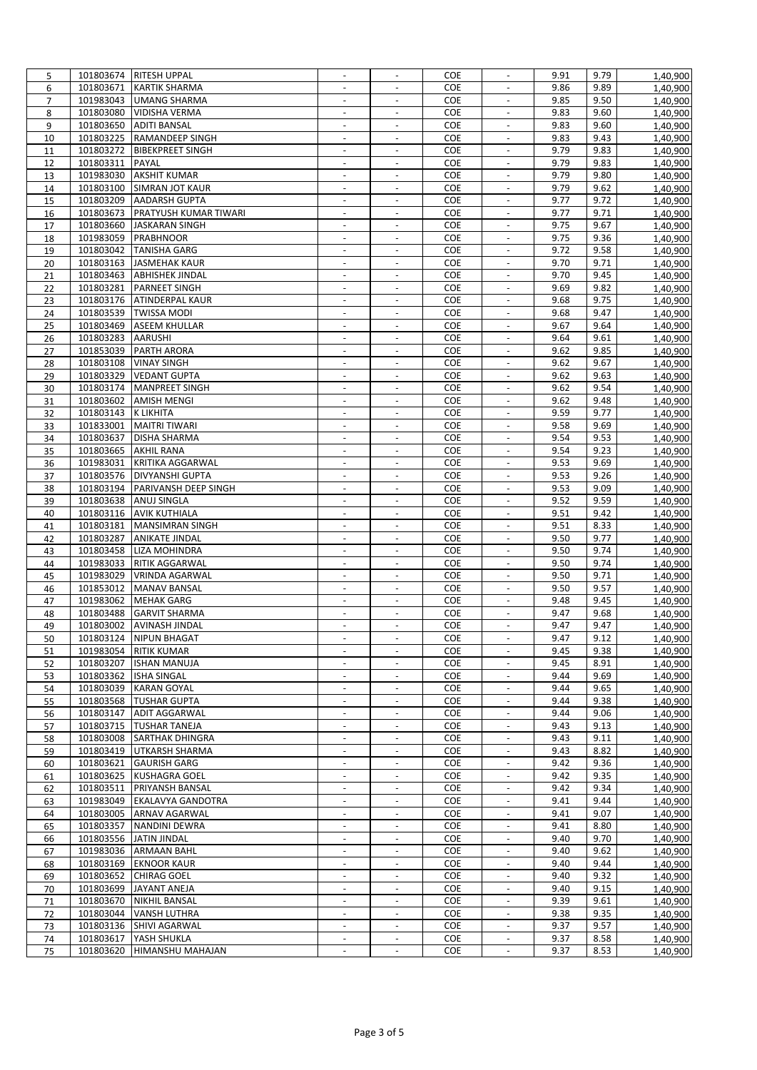| 5 | 101803674 | RITESH UPPAL | - | - | COE | - | 9.91 | 9.79 | 1,40,900 |
|---|---|---|---|---|---|---|---|---|---|
| 6 | 101803671 | KARTIK SHARMA | - | - | COE | - | 9.86 | 9.89 | 1,40,900 |
| 7 | 101983043 | UMANG SHARMA | - | - | COE | - | 9.85 | 9.50 | 1,40,900 |
| 8 | 101803080 | VIDISHA VERMA | - | - | COE | - | 9.83 | 9.60 | 1,40,900 |
| 9 | 101803650 | ADITI BANSAL | - | - | COE | - | 9.83 | 9.60 | 1,40,900 |
| 10 | 101803225 | RAMANDEEP SINGH | - | - | COE | - | 9.83 | 9.43 | 1,40,900 |
| 11 | 101803272 | BIBEKPREET SINGH | - | - | COE | - | 9.79 | 9.83 | 1,40,900 |
| 12 | 101803311 | PAYAL | - | - | COE | - | 9.79 | 9.83 | 1,40,900 |
| 13 | 101983030 | AKSHIT KUMAR | - | - | COE | - | 9.79 | 9.80 | 1,40,900 |
| 14 | 101803100 | SIMRAN JOT KAUR | - | - | COE | - | 9.79 | 9.62 | 1,40,900 |
| 15 | 101803209 | AADARSH GUPTA | - | - | COE | - | 9.77 | 9.72 | 1,40,900 |
| 16 | 101803673 | PRATYUSH KUMAR TIWARI | - | - | COE | - | 9.77 | 9.71 | 1,40,900 |
| 17 | 101803660 | JASKARAN SINGH | - | - | COE | - | 9.75 | 9.67 | 1,40,900 |
| 18 | 101983059 | PRABHNOOR | - | - | COE | - | 9.75 | 9.36 | 1,40,900 |
| 19 | 101803042 | TANISHA GARG | - | - | COE | - | 9.72 | 9.58 | 1,40,900 |
| 20 | 101803163 | JASMEHAK KAUR | - | - | COE | - | 9.70 | 9.71 | 1,40,900 |
| 21 | 101803463 | ABHISHEK JINDAL | - | - | COE | - | 9.70 | 9.45 | 1,40,900 |
| 22 | 101803281 | PARNEET SINGH | - | - | COE | - | 9.69 | 9.82 | 1,40,900 |
| 23 | 101803176 | ATINDERPAL KAUR | - | - | COE | - | 9.68 | 9.75 | 1,40,900 |
| 24 | 101803539 | TWISSA MODI | - | - | COE | - | 9.68 | 9.47 | 1,40,900 |
| 25 | 101803469 | ASEEM KHULLAR | - | - | COE | - | 9.67 | 9.64 | 1,40,900 |
| 26 | 101803283 | AARUSHI | - | - | COE | - | 9.64 | 9.61 | 1,40,900 |
| 27 | 101853039 | PARTH ARORA | - | - | COE | - | 9.62 | 9.85 | 1,40,900 |
| 28 | 101803108 | VINAY SINGH | - | - | COE | - | 9.62 | 9.67 | 1,40,900 |
| 29 | 101803329 | VEDANT GUPTA | - | - | COE | - | 9.62 | 9.63 | 1,40,900 |
| 30 | 101803174 | MANPREET SINGH | - | - | COE | - | 9.62 | 9.54 | 1,40,900 |
| 31 | 101803602 | AMISH MENGI | - | - | COE | - | 9.62 | 9.48 | 1,40,900 |
| 32 | 101803143 | K LIKHITA | - | - | COE | - | 9.59 | 9.77 | 1,40,900 |
| 33 | 101833001 | MAITRI TIWARI | - | - | COE | - | 9.58 | 9.69 | 1,40,900 |
| 34 | 101803637 | DISHA SHARMA | - | - | COE | - | 9.54 | 9.53 | 1,40,900 |
| 35 | 101803665 | AKHIL RANA | - | - | COE | - | 9.54 | 9.23 | 1,40,900 |
| 36 | 101983031 | KRITIKA AGGARWAL | - | - | COE | - | 9.53 | 9.69 | 1,40,900 |
| 37 | 101803576 | DIVYANSHI GUPTA | - | - | COE | - | 9.53 | 9.26 | 1,40,900 |
| 38 | 101803194 | PARIVANSH DEEP SINGH | - | - | COE | - | 9.53 | 9.09 | 1,40,900 |
| 39 | 101803638 | ANUJ SINGLA | - | - | COE | - | 9.52 | 9.59 | 1,40,900 |
| 40 | 101803116 | AVIK KUTHIALA | - | - | COE | - | 9.51 | 9.42 | 1,40,900 |
| 41 | 101803181 | MANSIMRAN SINGH | - | - | COE | - | 9.51 | 8.33 | 1,40,900 |
| 42 | 101803287 | ANIKATE JINDAL | - | - | COE | - | 9.50 | 9.77 | 1,40,900 |
| 43 | 101803458 | LIZA MOHINDRA | - | - | COE | - | 9.50 | 9.74 | 1,40,900 |
| 44 | 101983033 | RITIK AGGARWAL | - | - | COE | - | 9.50 | 9.74 | 1,40,900 |
| 45 | 101983029 | VRINDA AGARWAL | - | - | COE | - | 9.50 | 9.71 | 1,40,900 |
| 46 | 101853012 | MANAV BANSAL | - | - | COE | - | 9.50 | 9.57 | 1,40,900 |
| 47 | 101983062 | MEHAK GARG | - | - | COE | - | 9.48 | 9.45 | 1,40,900 |
| 48 | 101803488 | GARVIT SHARMA | - | - | COE | - | 9.47 | 9.68 | 1,40,900 |
| 49 | 101803002 | AVINASH JINDAL | - | - | COE | - | 9.47 | 9.47 | 1,40,900 |
| 50 | 101803124 | NIPUN BHAGAT | - | - | COE | - | 9.47 | 9.12 | 1,40,900 |
| 51 | 101983054 | RITIK KUMAR | - | - | COE | - | 9.45 | 9.38 | 1,40,900 |
| 52 | 101803207 | ISHAN MANUJA | - | - | COE | - | 9.45 | 8.91 | 1,40,900 |
| 53 | 101803362 | ISHA SINGAL | - | - | COE | - | 9.44 | 9.69 | 1,40,900 |
| 54 | 101803039 | KARAN GOYAL | - | - | COE | - | 9.44 | 9.65 | 1,40,900 |
| 55 | 101803568 | TUSHAR GUPTA | - | - | COE | - | 9.44 | 9.38 | 1,40,900 |
| 56 | 101803147 | ADIT AGGARWAL | - | - | COE | - | 9.44 | 9.06 | 1,40,900 |
| 57 | 101803715 | TUSHAR TANEJA | - | - | COE | - | 9.43 | 9.13 | 1,40,900 |
| 58 | 101803008 | SARTHAK DHINGRA | - | - | COE | - | 9.43 | 9.11 | 1,40,900 |
| 59 | 101803419 | UTKARSH SHARMA | - | - | COE | - | 9.43 | 8.82 | 1,40,900 |
| 60 | 101803621 | GAURISH GARG | - | - | COE | - | 9.42 | 9.36 | 1,40,900 |
| 61 | 101803625 | KUSHAGRA GOEL | - | - | COE | - | 9.42 | 9.35 | 1,40,900 |
| 62 | 101803511 | PRIYANSH BANSAL | - | - | COE | - | 9.42 | 9.34 | 1,40,900 |
| 63 | 101983049 | EKALAVYA GANDOTRA | - | - | COE | - | 9.41 | 9.44 | 1,40,900 |
| 64 | 101803005 | ARNAV AGARWAL | - | - | COE | - | 9.41 | 9.07 | 1,40,900 |
| 65 | 101803357 | NANDINI DEWRA | - | - | COE | - | 9.41 | 8.80 | 1,40,900 |
| 66 | 101803556 | JATIN JINDAL | - | - | COE | - | 9.40 | 9.70 | 1,40,900 |
| 67 | 101983036 | ARMAAN BAHL | - | - | COE | - | 9.40 | 9.62 | 1,40,900 |
| 68 | 101803169 | EKNOOR KAUR | - | - | COE | - | 9.40 | 9.44 | 1,40,900 |
| 69 | 101803652 | CHIRAG GOEL | - | - | COE | - | 9.40 | 9.32 | 1,40,900 |
| 70 | 101803699 | JAYANT ANEJA | - | - | COE | - | 9.40 | 9.15 | 1,40,900 |
| 71 | 101803670 | NIKHIL BANSAL | - | - | COE | - | 9.39 | 9.61 | 1,40,900 |
| 72 | 101803044 | VANSH LUTHRA | - | - | COE | - | 9.38 | 9.35 | 1,40,900 |
| 73 | 101803136 | SHIVI AGARWAL | - | - | COE | - | 9.37 | 9.57 | 1,40,900 |
| 74 | 101803617 | YASH SHUKLA | - | - | COE | - | 9.37 | 8.58 | 1,40,900 |
| 75 | 101803620 | HIMANSHU MAHAJAN | - | - | COE | - | 9.37 | 8.53 | 1,40,900 |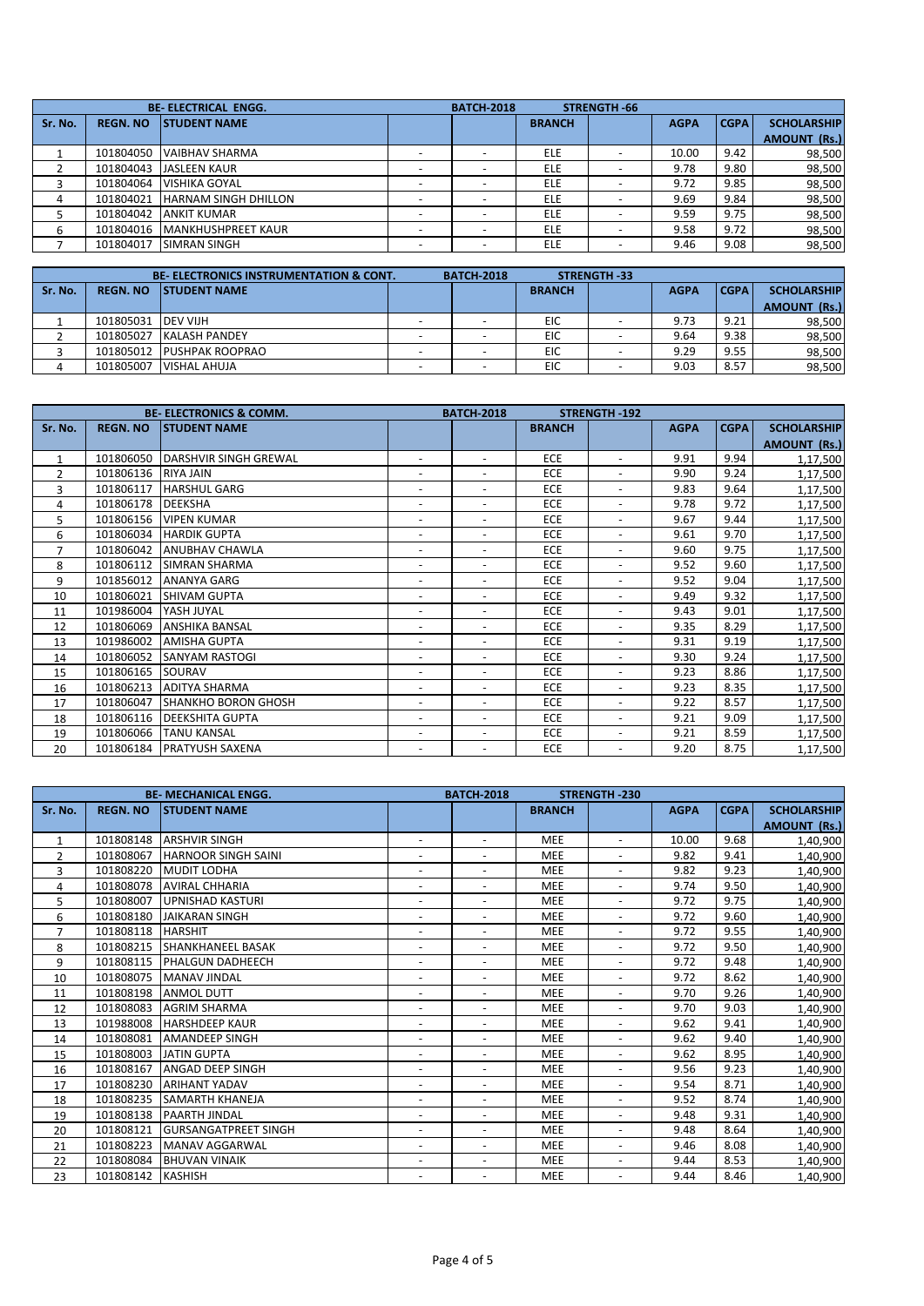| BE- ELECTRICAL ENGG. | | | | BATCH-2018 | | STRENGTH -66 | | | |
|---|---|---|---|---|---|---|---|---|---|
| Sr. No. | REGN. NO | STUDENT NAME | | | BRANCH | | AGPA | CGPA | SCHOLARSHIP AMOUNT (Rs.) |
| 1 | 101804050 | VAIBHAV SHARMA | - | - | ELE | - | 10.00 | 9.42 | 98,500 |
| 2 | 101804043 | JASLEEN KAUR | - | - | ELE | - | 9.78 | 9.80 | 98,500 |
| 3 | 101804064 | VISHIKA GOYAL | - | - | ELE | - | 9.72 | 9.85 | 98,500 |
| 4 | 101804021 | HARNAM SINGH DHILLON | - | - | ELE | - | 9.69 | 9.84 | 98,500 |
| 5 | 101804042 | ANKIT KUMAR | - | - | ELE | - | 9.59 | 9.75 | 98,500 |
| 6 | 101804016 | MANKHUSHPREET KAUR | - | - | ELE | - | 9.58 | 9.72 | 98,500 |
| 7 | 101804017 | SIMRAN SINGH | - | - | ELE | - | 9.46 | 9.08 | 98,500 |

| BE- ELECTRONICS INSTRUMENTATION & CONT. | | | | BATCH-2018 | | STRENGTH -33 | | | |
|---|---|---|---|---|---|---|---|---|---|
| Sr. No. | REGN. NO | STUDENT NAME | | | BRANCH | | AGPA | CGPA | SCHOLARSHIP AMOUNT (Rs.) |
| 1 | 101805031 | DEV VIJH | - | - | EIC | - | 9.73 | 9.21 | 98,500 |
| 2 | 101805027 | KALASH PANDEY | - | - | EIC | - | 9.64 | 9.38 | 98,500 |
| 3 | 101805012 | PUSHPAK ROOPRAO | - | - | EIC | - | 9.29 | 9.55 | 98,500 |
| 4 | 101805007 | VISHAL AHUJA | - | - | EIC | - | 9.03 | 8.57 | 98,500 |

| BE- ELECTRONICS & COMM. | | | | BATCH-2018 | | STRENGTH -192 | | | |
|---|---|---|---|---|---|---|---|---|---|
| Sr. No. | REGN. NO | STUDENT NAME | | | BRANCH | | AGPA | CGPA | SCHOLARSHIP AMOUNT (Rs.) |
| 1 | 101806050 | DARSHVIR SINGH GREWAL | - | - | ECE | - | 9.91 | 9.94 | 1,17,500 |
| 2 | 101806136 | RIYA JAIN | - | - | ECE | - | 9.90 | 9.24 | 1,17,500 |
| 3 | 101806117 | HARSHUL GARG | - | - | ECE | - | 9.83 | 9.64 | 1,17,500 |
| 4 | 101806178 | DEEKSHA | - | - | ECE | - | 9.78 | 9.72 | 1,17,500 |
| 5 | 101806156 | VIPEN KUMAR | - | - | ECE | - | 9.67 | 9.44 | 1,17,500 |
| 6 | 101806034 | HARDIK GUPTA | - | - | ECE | - | 9.61 | 9.70 | 1,17,500 |
| 7 | 101806042 | ANUBHAV CHAWLA | - | - | ECE | - | 9.60 | 9.75 | 1,17,500 |
| 8 | 101806112 | SIMRAN SHARMA | - | - | ECE | - | 9.52 | 9.60 | 1,17,500 |
| 9 | 101856012 | ANANYA GARG | - | - | ECE | - | 9.52 | 9.04 | 1,17,500 |
| 10 | 101806021 | SHIVAM GUPTA | - | - | ECE | - | 9.49 | 9.32 | 1,17,500 |
| 11 | 101986004 | YASH JUYAL | - | - | ECE | - | 9.43 | 9.01 | 1,17,500 |
| 12 | 101806069 | ANSHIKA BANSAL | - | - | ECE | - | 9.35 | 8.29 | 1,17,500 |
| 13 | 101986002 | AMISHA GUPTA | - | - | ECE | - | 9.31 | 9.19 | 1,17,500 |
| 14 | 101806052 | SANYAM RASTOGI | - | - | ECE | - | 9.30 | 9.24 | 1,17,500 |
| 15 | 101806165 | SOURAV | - | - | ECE | - | 9.23 | 8.86 | 1,17,500 |
| 16 | 101806213 | ADITYA SHARMA | - | - | ECE | - | 9.23 | 8.35 | 1,17,500 |
| 17 | 101806047 | SHANKHO BORON GHOSH | - | - | ECE | - | 9.22 | 8.57 | 1,17,500 |
| 18 | 101806116 | DEEKSHITA GUPTA | - | - | ECE | - | 9.21 | 9.09 | 1,17,500 |
| 19 | 101806066 | TANU KANSAL | - | - | ECE | - | 9.21 | 8.59 | 1,17,500 |
| 20 | 101806184 | PRATYUSH SAXENA | - | - | ECE | - | 9.20 | 8.75 | 1,17,500 |

| BE- MECHANICAL ENGG. | | | | BATCH-2018 | | STRENGTH -230 | | | |
|---|---|---|---|---|---|---|---|---|---|
| Sr. No. | REGN. NO | STUDENT NAME | | | BRANCH | | AGPA | CGPA | SCHOLARSHIP AMOUNT (Rs.) |
| 1 | 101808148 | ARSHVIR SINGH | - | - | MEE | - | 10.00 | 9.68 | 1,40,900 |
| 2 | 101808067 | HARNOOR SINGH SAINI | - | - | MEE | - | 9.82 | 9.41 | 1,40,900 |
| 3 | 101808220 | MUDIT LODHA | - | - | MEE | - | 9.82 | 9.23 | 1,40,900 |
| 4 | 101808078 | AVIRAL CHHARIA | - | - | MEE | - | 9.74 | 9.50 | 1,40,900 |
| 5 | 101808007 | UPNISHAD KASTURI | - | - | MEE | - | 9.72 | 9.75 | 1,40,900 |
| 6 | 101808180 | JAIKARAN SINGH | - | - | MEE | - | 9.72 | 9.60 | 1,40,900 |
| 7 | 101808118 | HARSHIT | - | - | MEE | - | 9.72 | 9.55 | 1,40,900 |
| 8 | 101808215 | SHANKHANEEL BASAK | - | - | MEE | - | 9.72 | 9.50 | 1,40,900 |
| 9 | 101808115 | PHALGUN DADHEECH | - | - | MEE | - | 9.72 | 9.48 | 1,40,900 |
| 10 | 101808075 | MANAV JINDAL | - | - | MEE | - | 9.72 | 8.62 | 1,40,900 |
| 11 | 101808198 | ANMOL DUTT | - | - | MEE | - | 9.70 | 9.26 | 1,40,900 |
| 12 | 101808083 | AGRIM SHARMA | - | - | MEE | - | 9.70 | 9.03 | 1,40,900 |
| 13 | 101988008 | HARSHDEEP KAUR | - | - | MEE | - | 9.62 | 9.41 | 1,40,900 |
| 14 | 101808081 | AMANDEEP SINGH | - | - | MEE | - | 9.62 | 9.40 | 1,40,900 |
| 15 | 101808003 | JATIN GUPTA | - | - | MEE | - | 9.62 | 8.95 | 1,40,900 |
| 16 | 101808167 | ANGAD DEEP SINGH | - | - | MEE | - | 9.56 | 9.23 | 1,40,900 |
| 17 | 101808230 | ARIHANT YADAV | - | - | MEE | - | 9.54 | 8.71 | 1,40,900 |
| 18 | 101808235 | SAMARTH KHANEJA | - | - | MEE | - | 9.52 | 8.74 | 1,40,900 |
| 19 | 101808138 | PAARTH JINDAL | - | - | MEE | - | 9.48 | 9.31 | 1,40,900 |
| 20 | 101808121 | GURSANGATPREET SINGH | - | - | MEE | - | 9.48 | 8.64 | 1,40,900 |
| 21 | 101808223 | MANAV AGGARWAL | - | - | MEE | - | 9.46 | 8.08 | 1,40,900 |
| 22 | 101808084 | BHUVAN VINAIK | - | - | MEE | - | 9.44 | 8.53 | 1,40,900 |
| 23 | 101808142 | KASHISH | - | - | MEE | - | 9.44 | 8.46 | 1,40,900 |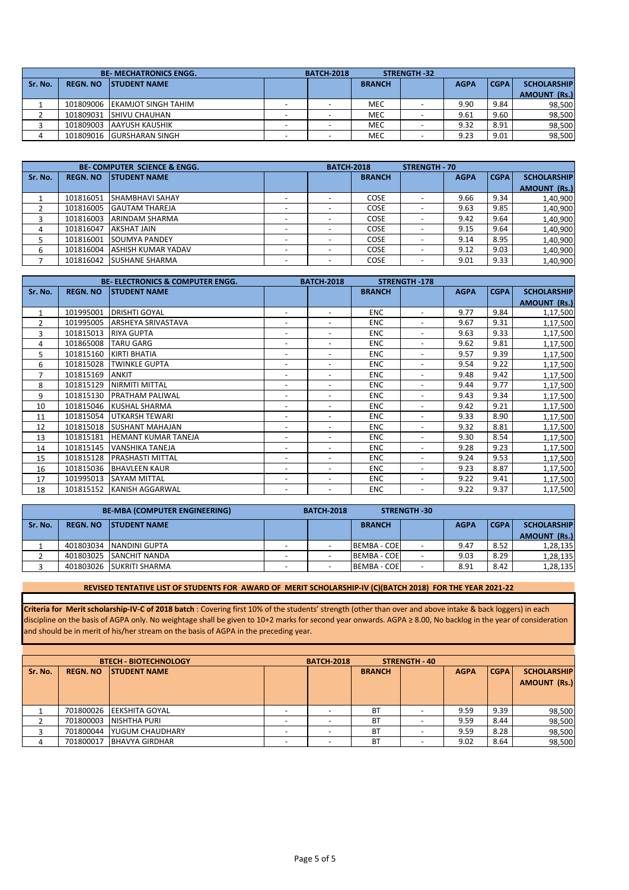| BE- MECHATRONICS ENGG. | | | | BATCH-2018 | | STRENGTH -32 | | | |
|---|---|---|---|---|---|---|---|---|---|
| Sr. No. | REGN. NO | STUDENT NAME | | | BRANCH | | AGPA | CGPA | SCHOLARSHIP AMOUNT (Rs.) |
| 1 | 101809006 | EKAMJOT SINGH TAHIM | - | - | MEC | - | 9.90 | 9.84 | 98,500 |
| 2 | 101809031 | SHIVU CHAUHAN | - | - | MEC | - | 9.61 | 9.60 | 98,500 |
| 3 | 101809003 | AAYUSH KAUSHIK | - | - | MEC | - | 9.32 | 8.91 | 98,500 |
| 4 | 101809016 | GURSHARAN SINGH | - | - | MEC | - | 9.23 | 9.01 | 98,500 |

| BE- COMPUTER SCIENCE & ENGG. | | | | BATCH-2018 | | STRENGTH - 70 | | | |
|---|---|---|---|---|---|---|---|---|---|
| Sr. No. | REGN. NO | STUDENT NAME | | | BRANCH | | AGPA | CGPA | SCHOLARSHIP AMOUNT (Rs.) |
| 1 | 101816051 | SHAMBHAVI SAHAY | - | - | COSE | - | 9.66 | 9.34 | 1,40,900 |
| 2 | 101816005 | GAUTAM THAREJA | - | - | COSE | - | 9.63 | 9.85 | 1,40,900 |
| 3 | 101816003 | ARINDAM SHARMA | - | - | COSE | - | 9.42 | 9.64 | 1,40,900 |
| 4 | 101816047 | AKSHAT JAIN | - | - | COSE | - | 9.15 | 9.64 | 1,40,900 |
| 5 | 101816001 | SOUMYA PANDEY | - | - | COSE | - | 9.14 | 8.95 | 1,40,900 |
| 6 | 101816004 | ASHISH KUMAR YADAV | - | - | COSE | - | 9.12 | 9.03 | 1,40,900 |
| 7 | 101816042 | SUSHANE SHARMA | - | - | COSE | - | 9.01 | 9.33 | 1,40,900 |

| BE- ELECTRONICS & COMPUTER ENGG. | | | | BATCH-2018 | | STRENGTH -178 | | | |
|---|---|---|---|---|---|---|---|---|---|
| Sr. No. | REGN. NO | STUDENT NAME | | | BRANCH | | AGPA | CGPA | SCHOLARSHIP AMOUNT (Rs.) |
| 1 | 101995001 | DRISHTI GOYAL | - | - | ENC | - | 9.77 | 9.84 | 1,17,500 |
| 2 | 101995005 | ARSHEYA SRIVASTAVA | - | - | ENC | - | 9.67 | 9.31 | 1,17,500 |
| 3 | 101815013 | RIYA GUPTA | - | - | ENC | - | 9.63 | 9.33 | 1,17,500 |
| 4 | 101865008 | TARU GARG | - | - | ENC | - | 9.62 | 9.81 | 1,17,500 |
| 5 | 101815160 | KIRTI BHATIA | - | - | ENC | - | 9.57 | 9.39 | 1,17,500 |
| 6 | 101815028 | TWINKLE GUPTA | - | - | ENC | - | 9.54 | 9.22 | 1,17,500 |
| 7 | 101815169 | ANKIT | - | - | ENC | - | 9.48 | 9.42 | 1,17,500 |
| 8 | 101815129 | NIRMITI MITTAL | - | - | ENC | - | 9.44 | 9.77 | 1,17,500 |
| 9 | 101815130 | PRATHAM PALIWAL | - | - | ENC | - | 9.43 | 9.34 | 1,17,500 |
| 10 | 101815046 | KUSHAL SHARMA | - | - | ENC | - | 9.42 | 9.21 | 1,17,500 |
| 11 | 101815054 | UTKARSH TEWARI | - | - | ENC | - | 9.33 | 8.90 | 1,17,500 |
| 12 | 101815018 | SUSHANT MAHAJAN | - | - | ENC | - | 9.32 | 8.81 | 1,17,500 |
| 13 | 101815181 | HEMANT KUMAR TANEJA | - | - | ENC | - | 9.30 | 8.54 | 1,17,500 |
| 14 | 101815145 | VANSHIKA TANEJA | - | - | ENC | - | 9.28 | 9.23 | 1,17,500 |
| 15 | 101815128 | PRASHASTI MITTAL | - | - | ENC | - | 9.24 | 9.53 | 1,17,500 |
| 16 | 101815036 | BHAVLEEN KAUR | - | - | ENC | - | 9.23 | 8.87 | 1,17,500 |
| 17 | 101995013 | SAYAM MITTAL | - | - | ENC | - | 9.22 | 9.41 | 1,17,500 |
| 18 | 101815152 | KANISH AGGARWAL | - | - | ENC | - | 9.22 | 9.37 | 1,17,500 |

| BE-MBA (COMPUTER ENGINEERING) | | | | BATCH-2018 | | STRENGTH -30 | | | |
|---|---|---|---|---|---|---|---|---|---|
| Sr. No. | REGN. NO | STUDENT NAME | | | BRANCH | | AGPA | CGPA | SCHOLARSHIP AMOUNT (Rs.) |
| 1 | 401803034 | NANDINI GUPTA | - | - | BEMBA - COE | - | 9.47 | 8.52 | 1,28,135 |
| 2 | 401803025 | SANCHIT NANDA | - | - | BEMBA - COE | - | 9.03 | 8.29 | 1,28,135 |
| 3 | 401803026 | SUKRITI SHARMA | - | - | BEMBA - COE | - | 8.91 | 8.42 | 1,28,135 |

**REVISED TENTATIVE LIST OF STUDENTS FOR AWARD OF MERIT SCHOLARSHIP-IV (C)(BATCH 2018) FOR THE YEAR 2021-22**

**Criteria for Merit scholarship-IV-C of 2018 batch** : Covering first 10% of the students' strength (other than over and above intake & back loggers) in each discipline on the basis of AGPA only. No weightage shall be given to 10+2 marks for second year onwards. AGPA ≥ 8.00, No backlog in the year of consideration and should be in merit of his/her stream on the basis of AGPA in the preceding year.

| BTECH - BIOTECHNOLOGY | | | | BATCH-2018 | | STRENGTH - 40 | | | |
|---|---|---|---|---|---|---|---|---|---|
| Sr. No. | REGN. NO | STUDENT NAME | | | BRANCH | | AGPA | CGPA | SCHOLARSHIP AMOUNT (Rs.) |
| 1 | 701800026 | EEKSHITA GOYAL | - | - | BT | - | 9.59 | 9.39 | 98,500 |
| 2 | 701800003 | NISHTHA PURI | - | - | BT | - | 9.59 | 8.44 | 98,500 |
| 3 | 701800044 | YUGUM CHAUDHARY | - | - | BT | - | 9.59 | 8.28 | 98,500 |
| 4 | 701800017 | BHAVYA GIRDHAR | - | - | BT | - | 9.02 | 8.64 | 98,500 |